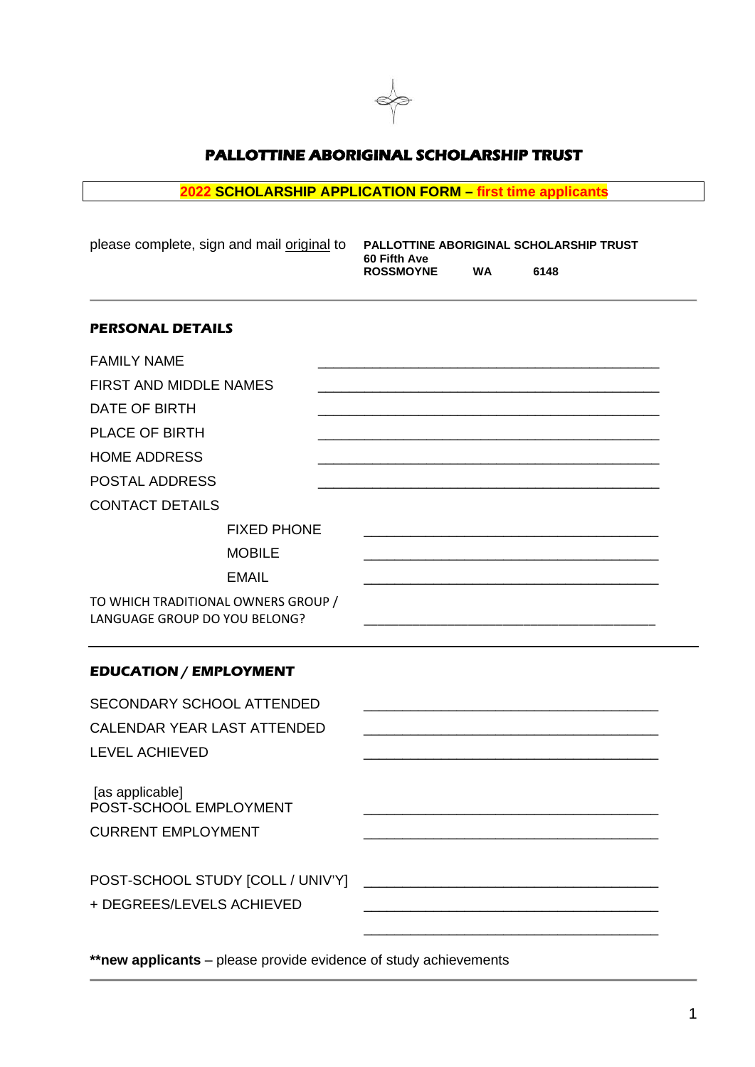# PALLOTTINE ABORIGINAL SCHOLARSHIP TRUST

**2022 SCHOLARSHIP APPLICATION FORM – first time applicants**

please complete, sign and mail original to **PALLOTTINE ABORIGINAL SCHOLARSHIP TRUST**
**60 Fifth Ave**
**ROSSMOYNE WA 6148**

---

## PERSONAL DETAILS

FAMILY NAME ____________________________________________

FIRST AND MIDDLE NAMES ____________________________________________

DATE OF BIRTH ____________________________________________

PLACE OF BIRTH ____________________________________________

HOME ADDRESS ____________________________________________

POSTAL ADDRESS ____________________________________________

CONTACT DETAILS

- FIXED PHONE ______________________________________
- MOBILE ______________________________________
- EMAIL ______________________________________

TO WHICH TRADITIONAL OWNERS GROUP / LANGUAGE GROUP DO YOU BELONG? ______________________________________

---

## EDUCATION / EMPLOYMENT

SECONDARY SCHOOL ATTENDED ______________________________________

CALENDAR YEAR LAST ATTENDED ______________________________________

LEVEL ACHIEVED ______________________________________

[as applicable]
POST-SCHOOL EMPLOYMENT ______________________________________

CURRENT EMPLOYMENT ______________________________________

POST-SCHOOL STUDY [COLL / UNIV'Y] ______________________________________

+ DEGREES/LEVELS ACHIEVED ______________________________________

______________________________________

**\*\*new applicants** – please provide evidence of study achievements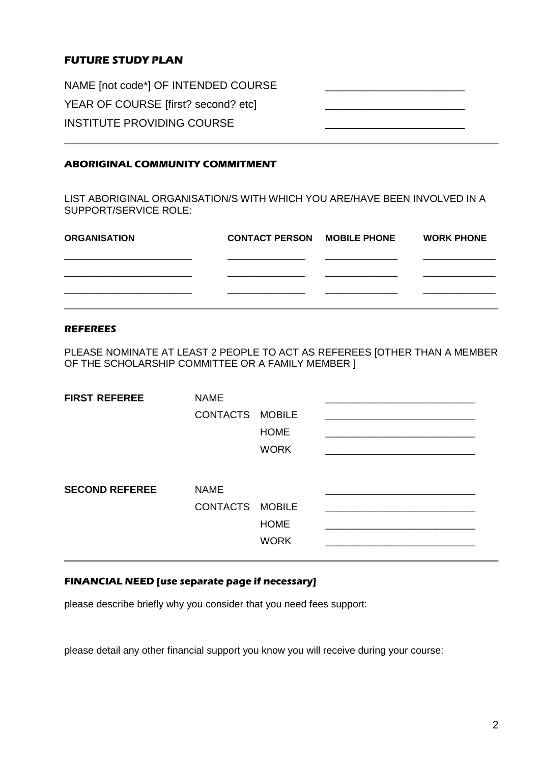### FUTURE STUDY PLAN

NAME [not code*] OF INTENDED COURSE _______________________

YEAR OF COURSE [first? second? etc] _______________________

INSTITUTE PROVIDING COURSE _______________________

---

### ABORIGINAL COMMUNITY COMMITMENT

LIST ABORIGINAL ORGANISATION/S WITH WHICH YOU ARE/HAVE BEEN INVOLVED IN A SUPPORT/SERVICE ROLE:

| ORGANISATION | CONTACT PERSON | MOBILE PHONE | WORK PHONE |
|---|---|---|---|
| _______________________ | ______________ | _____________ | _____________ |
| _______________________ | ______________ | _____________ | _____________ |
| _______________________ | ______________ | _____________ | _____________ |

---

### REFEREES

PLEASE NOMINATE AT LEAST 2 PEOPLE TO ACT AS REFEREES [OTHER THAN A MEMBER OF THE SCHOLARSHIP COMMITTEE OR A FAMILY MEMBER ]

| | | | |
|---|---|---|---|
| **FIRST REFEREE** | NAME | | __________________________ |
| | CONTACTS | MOBILE | __________________________ |
| | | HOME | __________________________ |
| | | WORK | __________________________ |
| **SECOND REFEREE** | NAME | | __________________________ |
| | CONTACTS | MOBILE | __________________________ |
| | | HOME | __________________________ |
| | | WORK | __________________________ |

---

### FINANCIAL NEED [use separate page if necessary]

please describe briefly why you consider that you need fees support:

please detail any other financial support you know you will receive during your course: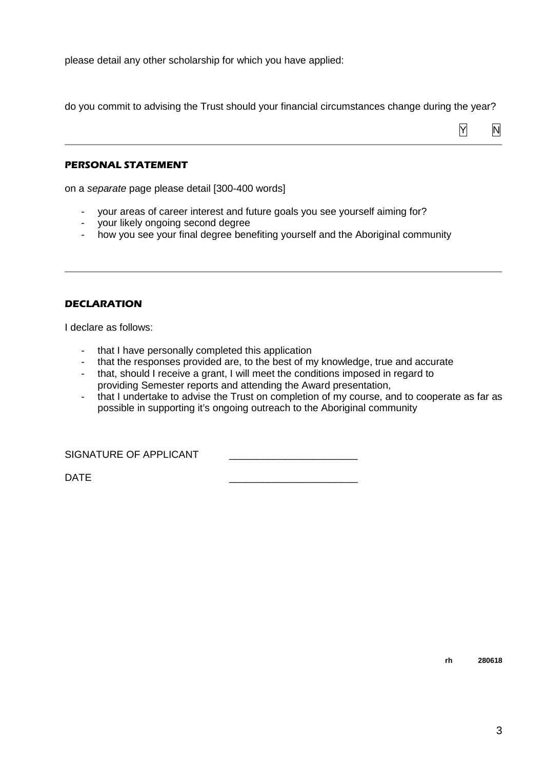please detail any other scholarship for which you have applied:

do you commit to advising the Trust should your financial circumstances change during the year?

Y N

---

## PERSONAL STATEMENT

on a *separate* page please detail [300-400 words]

- your areas of career interest and future goals you see yourself aiming for?
- your likely ongoing second degree
- how you see your final degree benefiting yourself and the Aboriginal community

---

## DECLARATION

I declare as follows:

- that I have personally completed this application
- that the responses provided are, to the best of my knowledge, true and accurate
- that, should I receive a grant, I will meet the conditions imposed in regard to providing Semester reports and attending the Award presentation,
- that I undertake to advise the Trust on completion of my course, and to cooperate as far as possible in supporting it's ongoing outreach to the Aboriginal community

SIGNATURE OF APPLICANT ______________________

DATE ______________________

**rh 280618**